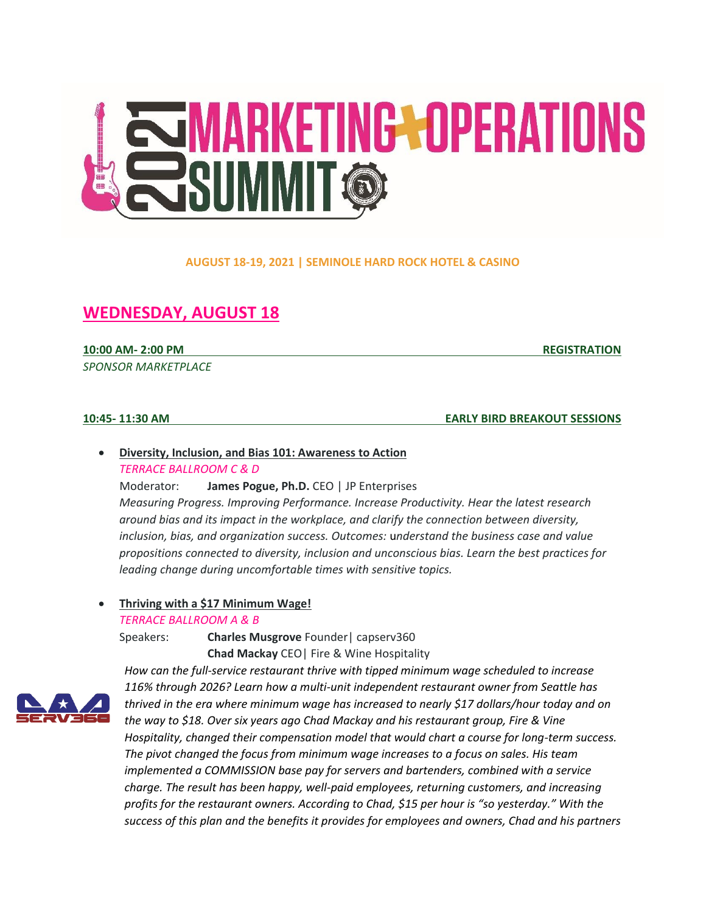# 2021 MARKETING + OPERATIONS SUMMIT

**AUGUST 18-19, 2021 | SEMINOLE HARD ROCK HOTEL & CASINO**

## WEDNESDAY, AUGUST 18

**10:00 AM- 2:00 PM** — **REGISTRATION**

*SPONSOR MARKETPLACE*

**10:45- 11:30 AM** — **EARLY BIRD BREAKOUT SESSIONS**

- **Diversity, Inclusion, and Bias 101: Awareness to Action**
  *TERRACE BALLROOM C & D*
  Moderator: **James Pogue, Ph.D.** CEO | JP Enterprises
  *Measuring Progress. Improving Performance. Increase Productivity. Hear the latest research around bias and its impact in the workplace, and clarify the connection between diversity, inclusion, bias, and organization success. Outcomes: understand the business case and value propositions connected to diversity, inclusion and unconscious bias. Learn the best practices for leading change during uncomfortable times with sensitive topics.*

- **Thriving with a $17 Minimum Wage!**
  *TERRACE BALLROOM A & B*
  Speakers: **Charles Musgrove** Founder| capserv360
  **Chad Mackay** CEO| Fire & Wine Hospitality
  *How can the full-service restaurant thrive with tipped minimum wage scheduled to increase 116% through 2026? Learn how a multi-unit independent restaurant owner from Seattle has thrived in the era where minimum wage has increased to nearly $17 dollars/hour today and on the way to $18. Over six years ago Chad Mackay and his restaurant group, Fire & Vine Hospitality, changed their compensation model that would chart a course for long-term success. The pivot changed the focus from minimum wage increases to a focus on sales. His team implemented a COMMISSION base pay for servers and bartenders, combined with a service charge. The result has been happy, well-paid employees, returning customers, and increasing profits for the restaurant owners. According to Chad, $15 per hour is "so yesterday." With the success of this plan and the benefits it provides for employees and owners, Chad and his partners*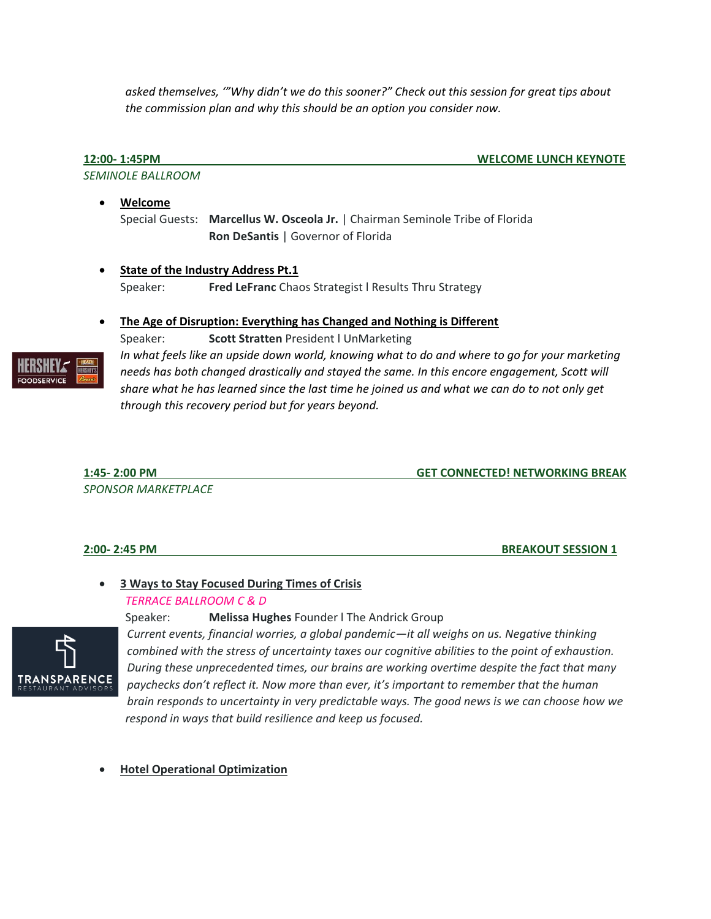*asked themselves, '"Why didn't we do this sooner?" Check out this session for great tips about the commission plan and why this should be an option you consider now.*

**12:00- 1:45PM — WELCOME LUNCH KEYNOTE**

*SEMINOLE BALLROOM*

- **Welcome**
  Special Guests: **Marcellus W. Osceola Jr.** | Chairman Seminole Tribe of Florida
  **Ron DeSantis** | Governor of Florida

- **State of the Industry Address Pt.1**
  Speaker: **Fred LeFranc** Chaos Strategist l Results Thru Strategy

- **The Age of Disruption: Everything has Changed and Nothing is Different**
  Speaker: **Scott Stratten** President l UnMarketing
  *In what feels like an upside down world, knowing what to do and where to go for your marketing needs has both changed drastically and stayed the same. In this encore engagement, Scott will share what he has learned since the last time he joined us and what we can do to not only get through this recovery period but for years beyond.*

**1:45- 2:00 PM — GET CONNECTED! NETWORKING BREAK**

*SPONSOR MARKETPLACE*

**2:00- 2:45 PM — BREAKOUT SESSION 1**

- **3 Ways to Stay Focused During Times of Crisis**
  *TERRACE BALLROOM C & D*
  Speaker: **Melissa Hughes** Founder l The Andrick Group
  *Current events, financial worries, a global pandemic—it all weighs on us. Negative thinking combined with the stress of uncertainty taxes our cognitive abilities to the point of exhaustion. During these unprecedented times, our brains are working overtime despite the fact that many paychecks don't reflect it. Now more than ever, it's important to remember that the human brain responds to uncertainty in very predictable ways. The good news is we can choose how we respond in ways that build resilience and keep us focused.*

- **Hotel Operational Optimization**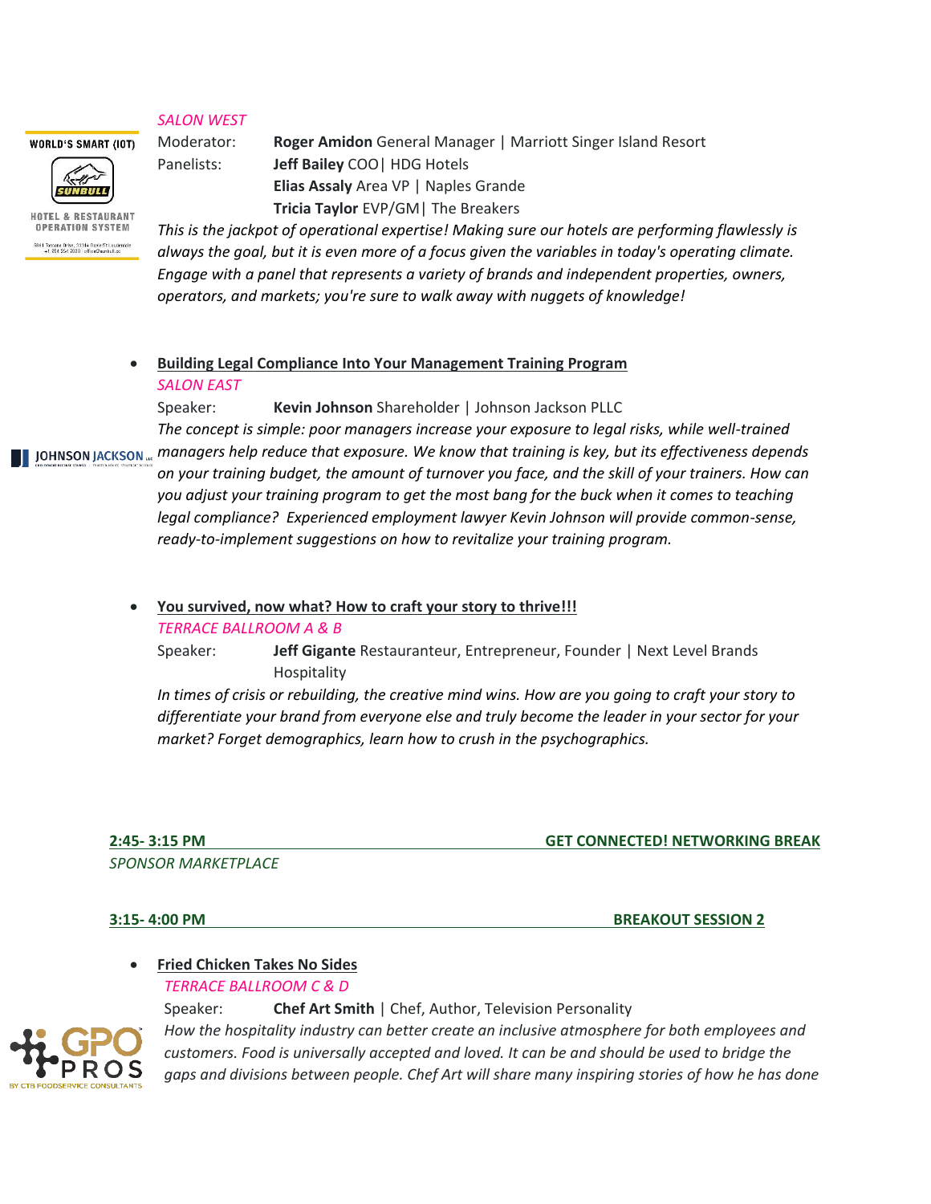*SALON WEST*

Moderator: **Roger Amidon** General Manager | Marriott Singer Island Resort

Panelists: **Jeff Bailey** COO| HDG Hotels

**Elias Assaly** Area VP | Naples Grande

**Tricia Taylor** EVP/GM| The Breakers

*This is the jackpot of operational expertise! Making sure our hotels are performing flawlessly is always the goal, but it is even more of a focus given the variables in today's operating climate. Engage with a panel that represents a variety of brands and independent properties, owners, operators, and markets; you're sure to walk away with nuggets of knowledge!*

- **Building Legal Compliance Into Your Management Training Program**

  *SALON EAST*

  Speaker: **Kevin Johnson** Shareholder | Johnson Jackson PLLC

  *The concept is simple: poor managers increase your exposure to legal risks, while well-trained managers help reduce that exposure. We know that training is key, but its effectiveness depends on your training budget, the amount of turnover you face, and the skill of your trainers. How can you adjust your training program to get the most bang for the buck when it comes to teaching legal compliance? Experienced employment lawyer Kevin Johnson will provide common-sense, ready-to-implement suggestions on how to revitalize your training program.*

- **You survived, now what? How to craft your story to thrive!!!**

  *TERRACE BALLROOM A & B*

  Speaker: **Jeff Gigante** Restauranteur, Entrepreneur, Founder | Next Level Brands Hospitality

  *In times of crisis or rebuilding, the creative mind wins. How are you going to craft your story to differentiate your brand from everyone else and truly become the leader in your sector for your market? Forget demographics, learn how to crush in the psychographics.*

**2:45- 3:15 PM — GET CONNECTED! NETWORKING BREAK**

*SPONSOR MARKETPLACE*

**3:15- 4:00 PM — BREAKOUT SESSION 2**

- **Fried Chicken Takes No Sides**

  *TERRACE BALLROOM C & D*

  Speaker: **Chef Art Smith** | Chef, Author, Television Personality

  *How the hospitality industry can better create an inclusive atmosphere for both employees and customers. Food is universally accepted and loved. It can be and should be used to bridge the gaps and divisions between people. Chef Art will share many inspiring stories of how he has done*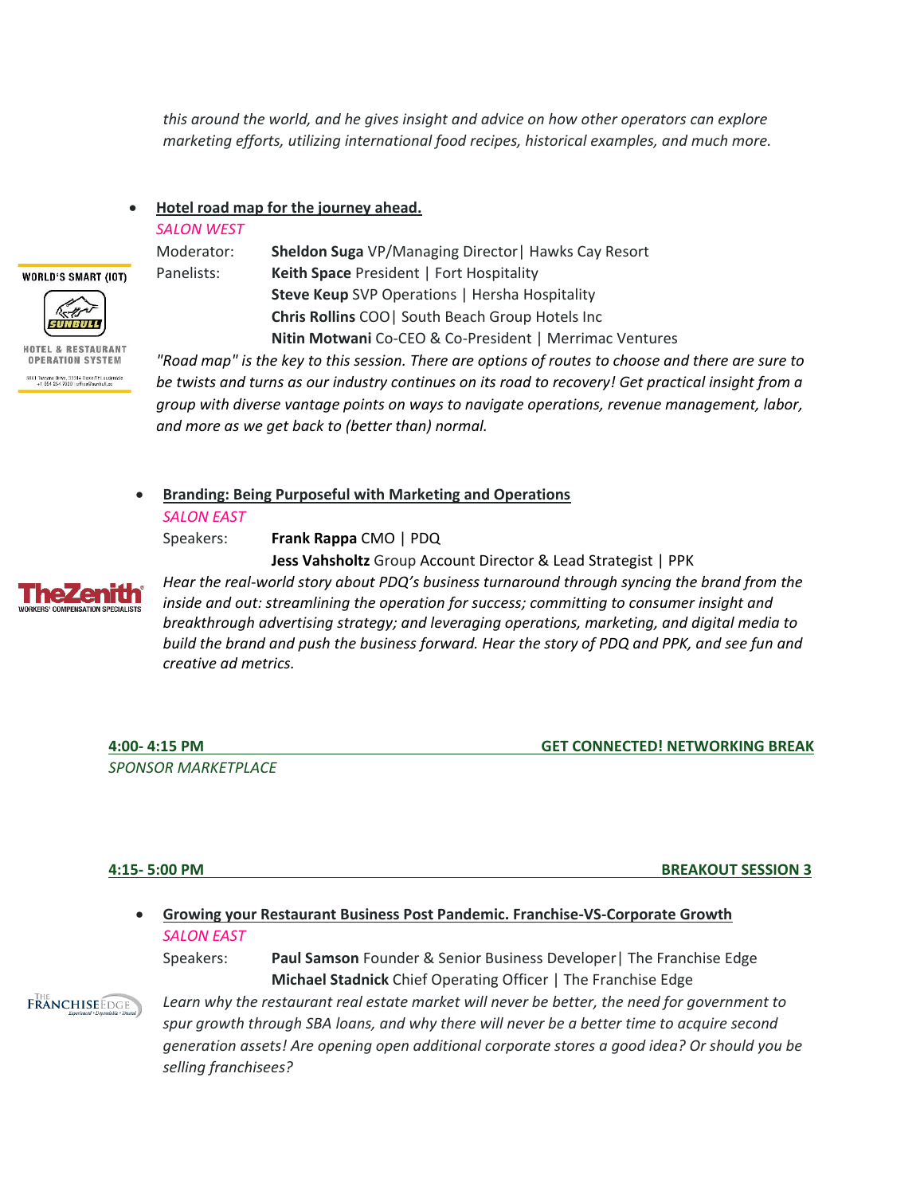*this around the world, and he gives insight and advice on how other operators can explore marketing efforts, utilizing international food recipes, historical examples, and much more.*

- **Hotel road map for the journey ahead.**

  *SALON WEST*

  Moderator: **Sheldon Suga** VP/Managing Director| Hawks Cay Resort

  Panelists: **Keith Space** President | Fort Hospitality
  **Steve Keup** SVP Operations | Hersha Hospitality
  **Chris Rollins** COO| South Beach Group Hotels Inc
  **Nitin Motwani** Co-CEO & Co-President | Merrimac Ventures

  *"Road map" is the key to this session. There are options of routes to choose and there are sure to be twists and turns as our industry continues on its road to recovery! Get practical insight from a group with diverse vantage points on ways to navigate operations, revenue management, labor, and more as we get back to (better than) normal.*

- **Branding: Being Purposeful with Marketing and Operations**

  *SALON EAST*

  Speakers: **Frank Rappa** CMO | PDQ
  **Jess Vahsholtz** Group Account Director & Lead Strategist | PPK

  *Hear the real-world story about PDQ's business turnaround through syncing the brand from the inside and out: streamlining the operation for success; committing to consumer insight and breakthrough advertising strategy; and leveraging operations, marketing, and digital media to build the brand and push the business forward. Hear the story of PDQ and PPK, and see fun and creative ad metrics.*

**4:00- 4:15 PM — GET CONNECTED! NETWORKING BREAK**

*SPONSOR MARKETPLACE*

**4:15- 5:00 PM — BREAKOUT SESSION 3**

- **Growing your Restaurant Business Post Pandemic. Franchise-VS-Corporate Growth**

  *SALON EAST*

  Speakers: **Paul Samson** Founder & Senior Business Developer| The Franchise Edge
  **Michael Stadnick** Chief Operating Officer | The Franchise Edge

  *Learn why the restaurant real estate market will never be better, the need for government to spur growth through SBA loans, and why there will never be a better time to acquire second generation assets! Are opening open additional corporate stores a good idea? Or should you be selling franchisees?*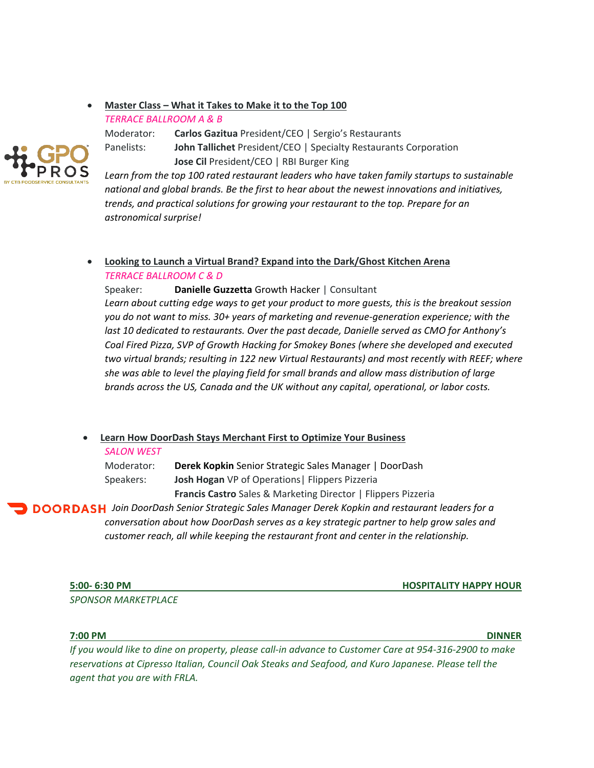- **Master Class – What it Takes to Make it to the Top 100**

  *TERRACE BALLROOM A & B*

  Moderator: **Carlos Gazitua** President/CEO | Sergio's Restaurants

  Panelists: **John Tallichet** President/CEO | Specialty Restaurants Corporation

  **Jose Cil** President/CEO | RBI Burger King

  *Learn from the top 100 rated restaurant leaders who have taken family startups to sustainable national and global brands. Be the first to hear about the newest innovations and initiatives, trends, and practical solutions for growing your restaurant to the top. Prepare for an astronomical surprise!*

- **Looking to Launch a Virtual Brand? Expand into the Dark/Ghost Kitchen Arena**

  *TERRACE BALLROOM C & D*

  Speaker: **Danielle Guzzetta** Growth Hacker | Consultant

  *Learn about cutting edge ways to get your product to more guests, this is the breakout session you do not want to miss. 30+ years of marketing and revenue-generation experience; with the last 10 dedicated to restaurants. Over the past decade, Danielle served as CMO for Anthony's Coal Fired Pizza, SVP of Growth Hacking for Smokey Bones (where she developed and executed two virtual brands; resulting in 122 new Virtual Restaurants) and most recently with REEF; where she was able to level the playing field for small brands and allow mass distribution of large brands across the US, Canada and the UK without any capital, operational, or labor costs.*

- **Learn How DoorDash Stays Merchant First to Optimize Your Business**

  *SALON WEST*

  Moderator: **Derek Kopkin** Senior Strategic Sales Manager | DoorDash

  Speakers: **Josh Hogan** VP of Operations| Flippers Pizzeria

  **Francis Castro** Sales & Marketing Director | Flippers Pizzeria

  *Join DoorDash Senior Strategic Sales Manager Derek Kopkin and restaurant leaders for a conversation about how DoorDash serves as a key strategic partner to help grow sales and customer reach, all while keeping the restaurant front and center in the relationship.*

**5:00- 6:30 PM — HOSPITALITY HAPPY HOUR**

*SPONSOR MARKETPLACE*

**7:00 PM — DINNER**

*If you would like to dine on property, please call-in advance to Customer Care at 954-316-2900 to make reservations at Cipresso Italian, Council Oak Steaks and Seafood, and Kuro Japanese. Please tell the agent that you are with FRLA.*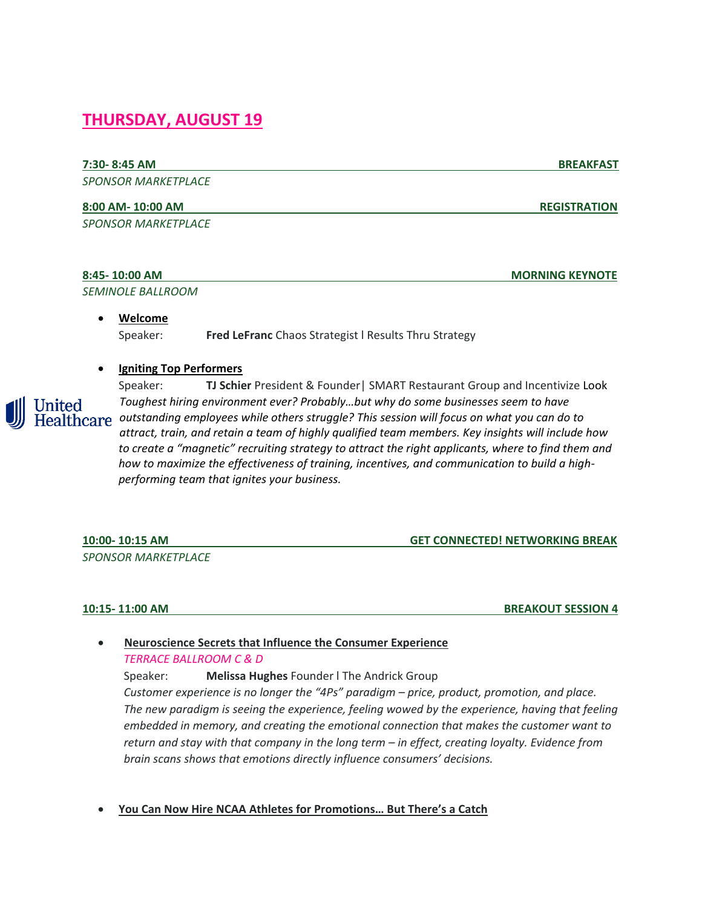## THURSDAY, AUGUST 19

**7:30- 8:45 AM** **BREAKFAST**

*SPONSOR MARKETPLACE*

**8:00 AM- 10:00 AM** **REGISTRATION**

*SPONSOR MARKETPLACE*

**8:45- 10:00 AM** **MORNING KEYNOTE**

*SEMINOLE BALLROOM*

- **Welcome**

  Speaker: **Fred LeFranc** Chaos Strategist l Results Thru Strategy

- **Igniting Top Performers**

  Speaker: **TJ Schier** President & Founder| SMART Restaurant Group and Incentivize Look

  *Toughest hiring environment ever? Probably…but why do some businesses seem to have outstanding employees while others struggle? This session will focus on what you can do to attract, train, and retain a team of highly qualified team members. Key insights will include how to create a "magnetic" recruiting strategy to attract the right applicants, where to find them and how to maximize the effectiveness of training, incentives, and communication to build a high-performing team that ignites your business.*

United Healthcare

**10:00- 10:15 AM** **GET CONNECTED! NETWORKING BREAK**

*SPONSOR MARKETPLACE*

**10:15- 11:00 AM** **BREAKOUT SESSION 4**

- **Neuroscience Secrets that Influence the Consumer Experience**

  *TERRACE BALLROOM C & D*

  Speaker: **Melissa Hughes** Founder l The Andrick Group

  *Customer experience is no longer the "4Ps" paradigm – price, product, promotion, and place. The new paradigm is seeing the experience, feeling wowed by the experience, having that feeling embedded in memory, and creating the emotional connection that makes the customer want to return and stay with that company in the long term – in effect, creating loyalty. Evidence from brain scans shows that emotions directly influence consumers' decisions.*

- **You Can Now Hire NCAA Athletes for Promotions… But There's a Catch**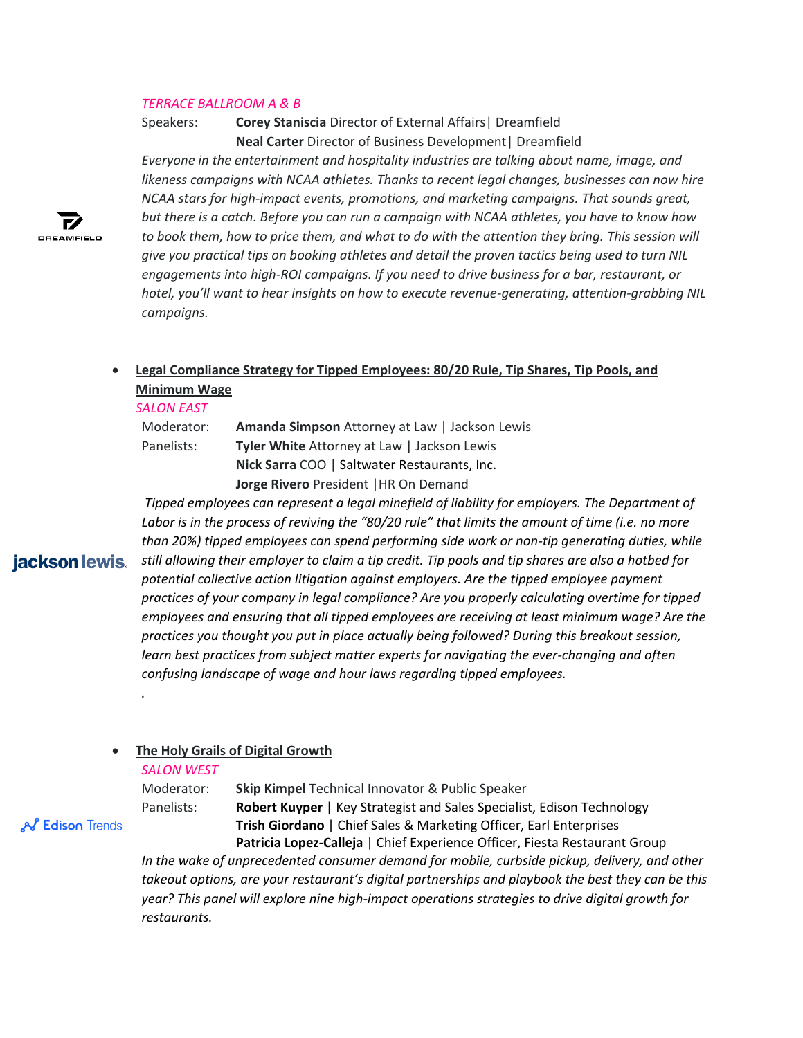*TERRACE BALLROOM A & B*

Speakers: **Corey Staniscia** Director of External Affairs| Dreamfield
**Neal Carter** Director of Business Development| Dreamfield

*Everyone in the entertainment and hospitality industries are talking about name, image, and likeness campaigns with NCAA athletes. Thanks to recent legal changes, businesses can now hire NCAA stars for high-impact events, promotions, and marketing campaigns. That sounds great, but there is a catch. Before you can run a campaign with NCAA athletes, you have to know how to book them, how to price them, and what to do with the attention they bring. This session will give you practical tips on booking athletes and detail the proven tactics being used to turn NIL engagements into high-ROI campaigns. If you need to drive business for a bar, restaurant, or hotel, you'll want to hear insights on how to execute revenue-generating, attention-grabbing NIL campaigns.*

- **Legal Compliance Strategy for Tipped Employees: 80/20 Rule, Tip Shares, Tip Pools, and Minimum Wage**

*SALON EAST*

Moderator: **Amanda Simpson** Attorney at Law | Jackson Lewis
Panelists: **Tyler White** Attorney at Law | Jackson Lewis
**Nick Sarra** COO | Saltwater Restaurants, Inc.
**Jorge Rivero** President |HR On Demand

*Tipped employees can represent a legal minefield of liability for employers. The Department of Labor is in the process of reviving the "80/20 rule" that limits the amount of time (i.e. no more than 20%) tipped employees can spend performing side work or non-tip generating duties, while still allowing their employer to claim a tip credit. Tip pools and tip shares are also a hotbed for potential collective action litigation against employers. Are the tipped employee payment practices of your company in legal compliance? Are you properly calculating overtime for tipped employees and ensuring that all tipped employees are receiving at least minimum wage? Are the practices you thought you put in place actually being followed? During this breakout session, learn best practices from subject matter experts for navigating the ever-changing and often confusing landscape of wage and hour laws regarding tipped employees.*

- **The Holy Grails of Digital Growth**

*SALON WEST*

Moderator: **Skip Kimpel** Technical Innovator & Public Speaker
Panelists: **Robert Kuyper** | Key Strategist and Sales Specialist, Edison Technology
**Trish Giordano** | Chief Sales & Marketing Officer, Earl Enterprises
**Patricia Lopez-Calleja** | Chief Experience Officer, Fiesta Restaurant Group

*In the wake of unprecedented consumer demand for mobile, curbside pickup, delivery, and other takeout options, are your restaurant's digital partnerships and playbook the best they can be this year? This panel will explore nine high-impact operations strategies to drive digital growth for restaurants.*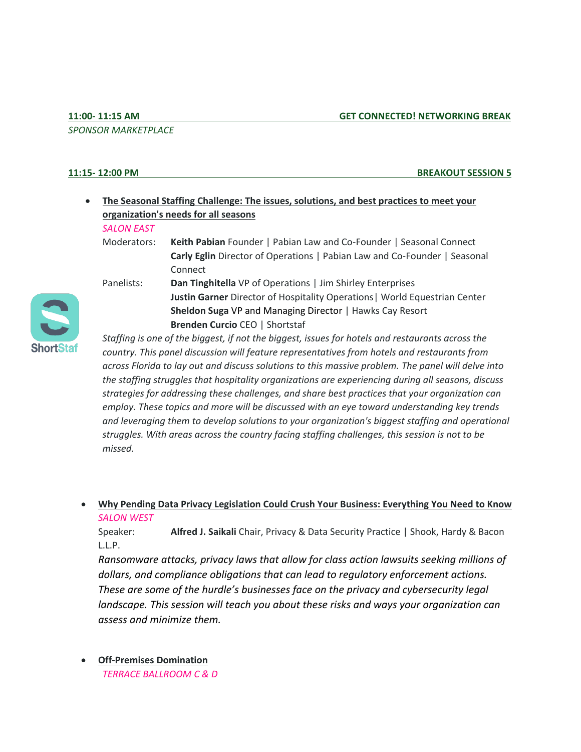**11:00- 11:15 AM** **GET CONNECTED! NETWORKING BREAK**

*SPONSOR MARKETPLACE*

**11:15- 12:00 PM** **BREAKOUT SESSION 5**

- **The Seasonal Staffing Challenge: The issues, solutions, and best practices to meet your organization's needs for all seasons**

  *SALON EAST*

  Moderators: **Keith Pabian** Founder | Pabian Law and Co-Founder | Seasonal Connect
  **Carly Eglin** Director of Operations | Pabian Law and Co-Founder | Seasonal Connect

  Panelists: **Dan Tinghitella** VP of Operations | Jim Shirley Enterprises
  **Justin Garner** Director of Hospitality Operations| World Equestrian Center
  **Sheldon Suga** VP and Managing Director | Hawks Cay Resort
  **Brenden Curcio** CEO | Shortstaf

  ShortStaf

  *Staffing is one of the biggest, if not the biggest, issues for hotels and restaurants across the country. This panel discussion will feature representatives from hotels and restaurants from across Florida to lay out and discuss solutions to this massive problem. The panel will delve into the staffing struggles that hospitality organizations are experiencing during all seasons, discuss strategies for addressing these challenges, and share best practices that your organization can employ. These topics and more will be discussed with an eye toward understanding key trends and leveraging them to develop solutions to your organization's biggest staffing and operational struggles. With areas across the country facing staffing challenges, this session is not to be missed.*

- **Why Pending Data Privacy Legislation Could Crush Your Business: Everything You Need to Know**

  *SALON WEST*

  Speaker: **Alfred J. Saikali** Chair, Privacy & Data Security Practice | Shook, Hardy & Bacon L.L.P.

  *Ransomware attacks, privacy laws that allow for class action lawsuits seeking millions of dollars, and compliance obligations that can lead to regulatory enforcement actions. These are some of the hurdle's businesses face on the privacy and cybersecurity legal landscape. This session will teach you about these risks and ways your organization can assess and minimize them.*

- **Off-Premises Domination**

  *TERRACE BALLROOM C & D*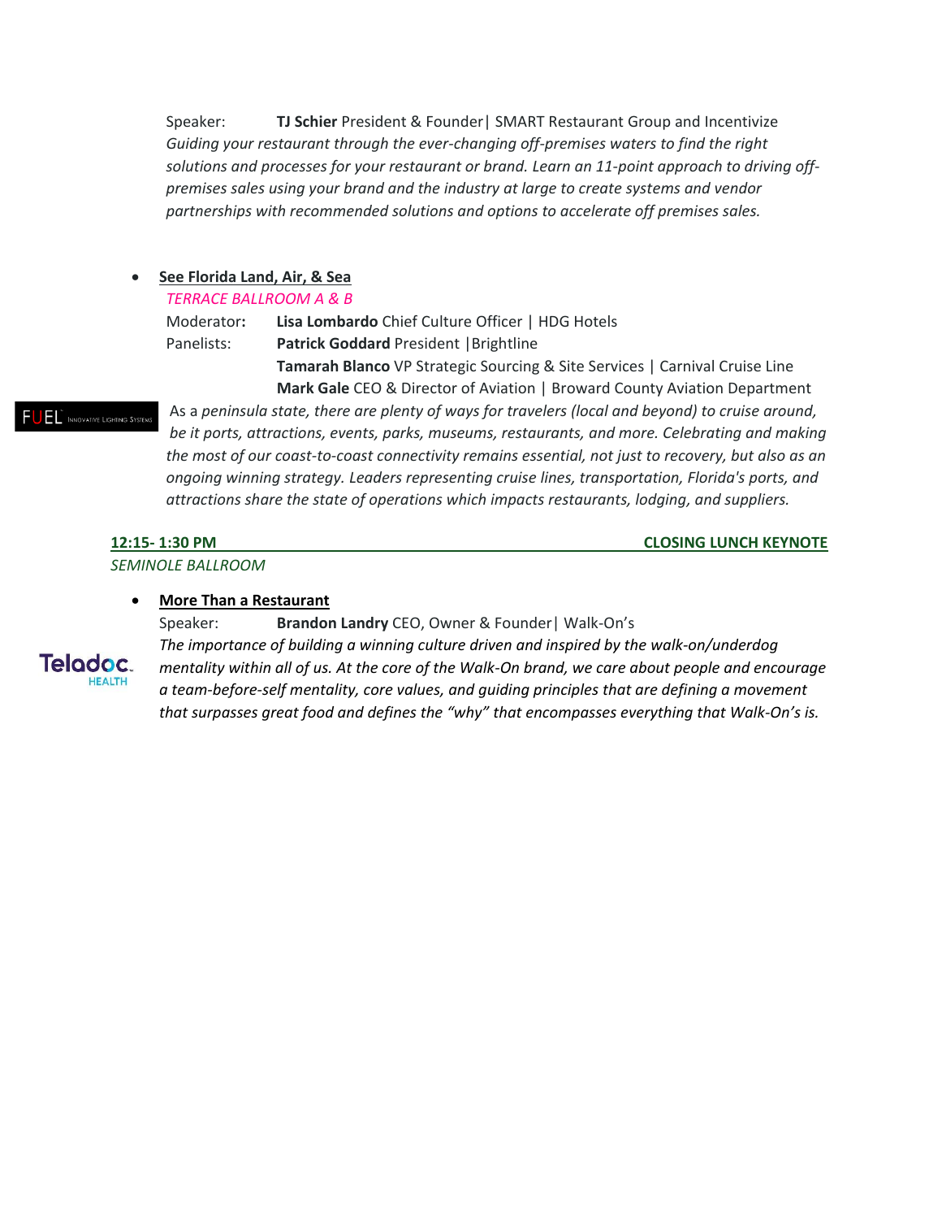Speaker: **TJ Schier** President & Founder| SMART Restaurant Group and Incentivize

*Guiding your restaurant through the ever-changing off-premises waters to find the right solutions and processes for your restaurant or brand. Learn an 11-point approach to driving off-premises sales using your brand and the industry at large to create systems and vendor partnerships with recommended solutions and options to accelerate off premises sales.*

- **See Florida Land, Air, & Sea**

  *TERRACE BALLROOM A & B*

  Moderator**:** **Lisa Lombardo** Chief Culture Officer | HDG Hotels

  Panelists: **Patrick Goddard** President |Brightline

  **Tamarah Blanco** VP Strategic Sourcing & Site Services | Carnival Cruise Line

  **Mark Gale** CEO & Director of Aviation | Broward County Aviation Department

  FUEL Innovative Lighting Systems

  As a *peninsula state, there are plenty of ways for travelers (local and beyond) to cruise around, be it ports, attractions, events, parks, museums, restaurants, and more. Celebrating and making the most of our coast-to-coast connectivity remains essential, not just to recovery, but also as an ongoing winning strategy. Leaders representing cruise lines, transportation, Florida's ports, and attractions share the state of operations which impacts restaurants, lodging, and suppliers.*

**12:15- 1:30 PM** **CLOSING LUNCH KEYNOTE**

*SEMINOLE BALLROOM*

- **More Than a Restaurant**

  Speaker: **Brandon Landry** CEO, Owner & Founder| Walk-On's

  Teladoc Health

  *The importance of building a winning culture driven and inspired by the walk-on/underdog mentality within all of us. At the core of the Walk-On brand, we care about people and encourage a team-before-self mentality, core values, and guiding principles that are defining a movement that surpasses great food and defines the "why" that encompasses everything that Walk-On's is.*